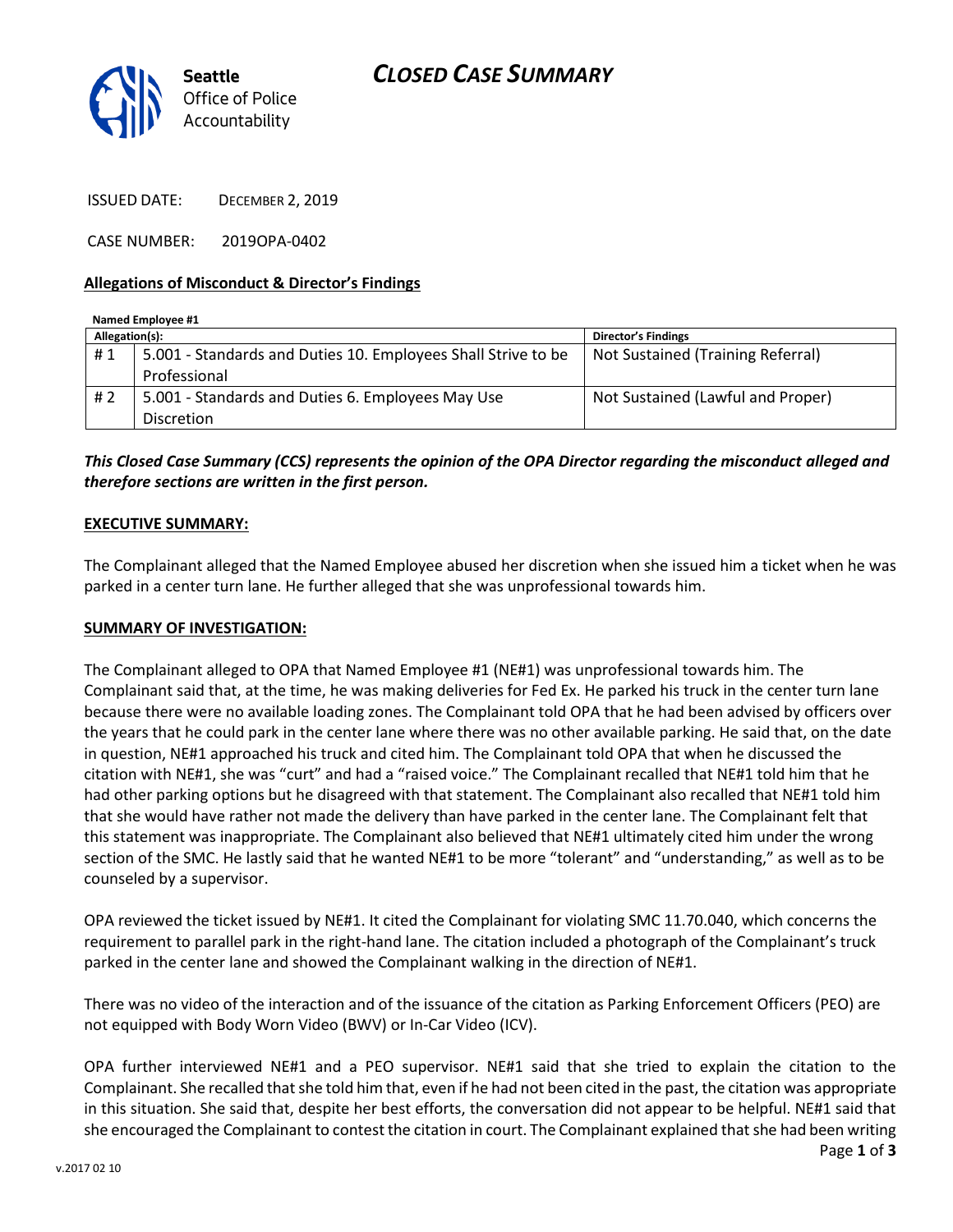# CLOSED CASE SUMMARY

Seattle Office of Police Accountability

ISSUED DATE: DECEMBER 2, 2019

CASE NUMBER: 2019OPA-0402

## Allegations of Misconduct & Director's Findings

**Named Employee #1**

| Allegation(s): | | Director's Findings |
|---|---|---|
| # 1 | 5.001 - Standards and Duties 10. Employees Shall Strive to be Professional | Not Sustained (Training Referral) |
| # 2 | 5.001 - Standards and Duties 6. Employees May Use Discretion | Not Sustained (Lawful and Proper) |

***This Closed Case Summary (CCS) represents the opinion of the OPA Director regarding the misconduct alleged and therefore sections are written in the first person.***

**EXECUTIVE SUMMARY:**

The Complainant alleged that the Named Employee abused her discretion when she issued him a ticket when he was parked in a center turn lane. He further alleged that she was unprofessional towards him.

**SUMMARY OF INVESTIGATION:**

The Complainant alleged to OPA that Named Employee #1 (NE#1) was unprofessional towards him. The Complainant said that, at the time, he was making deliveries for Fed Ex. He parked his truck in the center turn lane because there were no available loading zones. The Complainant told OPA that he had been advised by officers over the years that he could park in the center lane where there was no other available parking. He said that, on the date in question, NE#1 approached his truck and cited him. The Complainant told OPA that when he discussed the citation with NE#1, she was "curt" and had a "raised voice." The Complainant recalled that NE#1 told him that he had other parking options but he disagreed with that statement. The Complainant also recalled that NE#1 told him that she would have rather not made the delivery than have parked in the center lane. The Complainant felt that this statement was inappropriate. The Complainant also believed that NE#1 ultimately cited him under the wrong section of the SMC. He lastly said that he wanted NE#1 to be more "tolerant" and "understanding," as well as to be counseled by a supervisor.

OPA reviewed the ticket issued by NE#1. It cited the Complainant for violating SMC 11.70.040, which concerns the requirement to parallel park in the right-hand lane. The citation included a photograph of the Complainant's truck parked in the center lane and showed the Complainant walking in the direction of NE#1.

There was no video of the interaction and of the issuance of the citation as Parking Enforcement Officers (PEO) are not equipped with Body Worn Video (BWV) or In-Car Video (ICV).

OPA further interviewed NE#1 and a PEO supervisor. NE#1 said that she tried to explain the citation to the Complainant. She recalled that she told him that, even if he had not been cited in the past, the citation was appropriate in this situation. She said that, despite her best efforts, the conversation did not appear to be helpful. NE#1 said that she encouraged the Complainant to contest the citation in court. The Complainant explained that she had been writing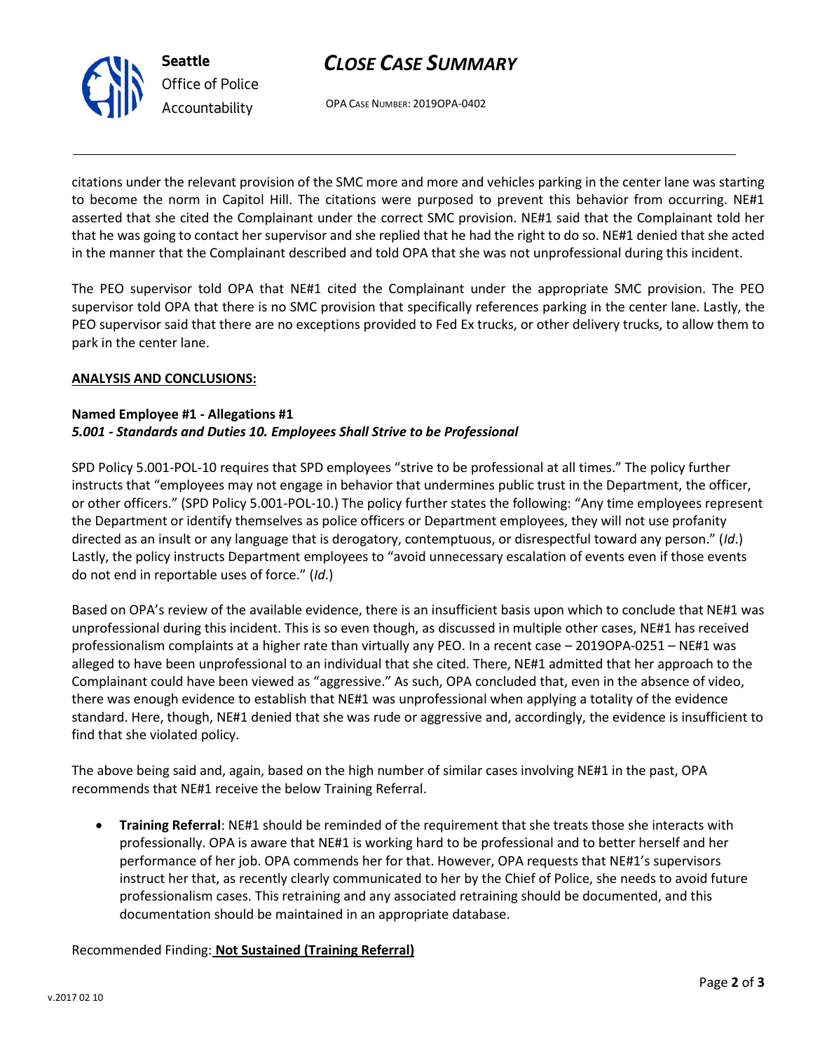citations under the relevant provision of the SMC more and more and vehicles parking in the center lane was starting to become the norm in Capitol Hill. The citations were purposed to prevent this behavior from occurring. NE#1 asserted that she cited the Complainant under the correct SMC provision. NE#1 said that the Complainant told her that he was going to contact her supervisor and she replied that he had the right to do so. NE#1 denied that she acted in the manner that the Complainant described and told OPA that she was not unprofessional during this incident.

The PEO supervisor told OPA that NE#1 cited the Complainant under the appropriate SMC provision. The PEO supervisor told OPA that there is no SMC provision that specifically references parking in the center lane. Lastly, the PEO supervisor said that there are no exceptions provided to Fed Ex trucks, or other delivery trucks, to allow them to park in the center lane.

**ANALYSIS AND CONCLUSIONS:**

**Named Employee #1 - Allegations #1**
***5.001 - Standards and Duties 10. Employees Shall Strive to be Professional***

SPD Policy 5.001-POL-10 requires that SPD employees "strive to be professional at all times." The policy further instructs that "employees may not engage in behavior that undermines public trust in the Department, the officer, or other officers." (SPD Policy 5.001-POL-10.) The policy further states the following: "Any time employees represent the Department or identify themselves as police officers or Department employees, they will not use profanity directed as an insult or any language that is derogatory, contemptuous, or disrespectful toward any person." (*Id*.) Lastly, the policy instructs Department employees to "avoid unnecessary escalation of events even if those events do not end in reportable uses of force." (*Id*.)

Based on OPA's review of the available evidence, there is an insufficient basis upon which to conclude that NE#1 was unprofessional during this incident. This is so even though, as discussed in multiple other cases, NE#1 has received professionalism complaints at a higher rate than virtually any PEO. In a recent case – 2019OPA-0251 – NE#1 was alleged to have been unprofessional to an individual that she cited. There, NE#1 admitted that her approach to the Complainant could have been viewed as "aggressive." As such, OPA concluded that, even in the absence of video, there was enough evidence to establish that NE#1 was unprofessional when applying a totality of the evidence standard. Here, though, NE#1 denied that she was rude or aggressive and, accordingly, the evidence is insufficient to find that she violated policy.

The above being said and, again, based on the high number of similar cases involving NE#1 in the past, OPA recommends that NE#1 receive the below Training Referral.

- **Training Referral**: NE#1 should be reminded of the requirement that she treats those she interacts with professionally. OPA is aware that NE#1 is working hard to be professional and to better herself and her performance of her job. OPA commends her for that. However, OPA requests that NE#1's supervisors instruct her that, as recently clearly communicated to her by the Chief of Police, she needs to avoid future professionalism cases. This retraining and any associated retraining should be documented, and this documentation should be maintained in an appropriate database.

Recommended Finding: **Not Sustained (Training Referral)**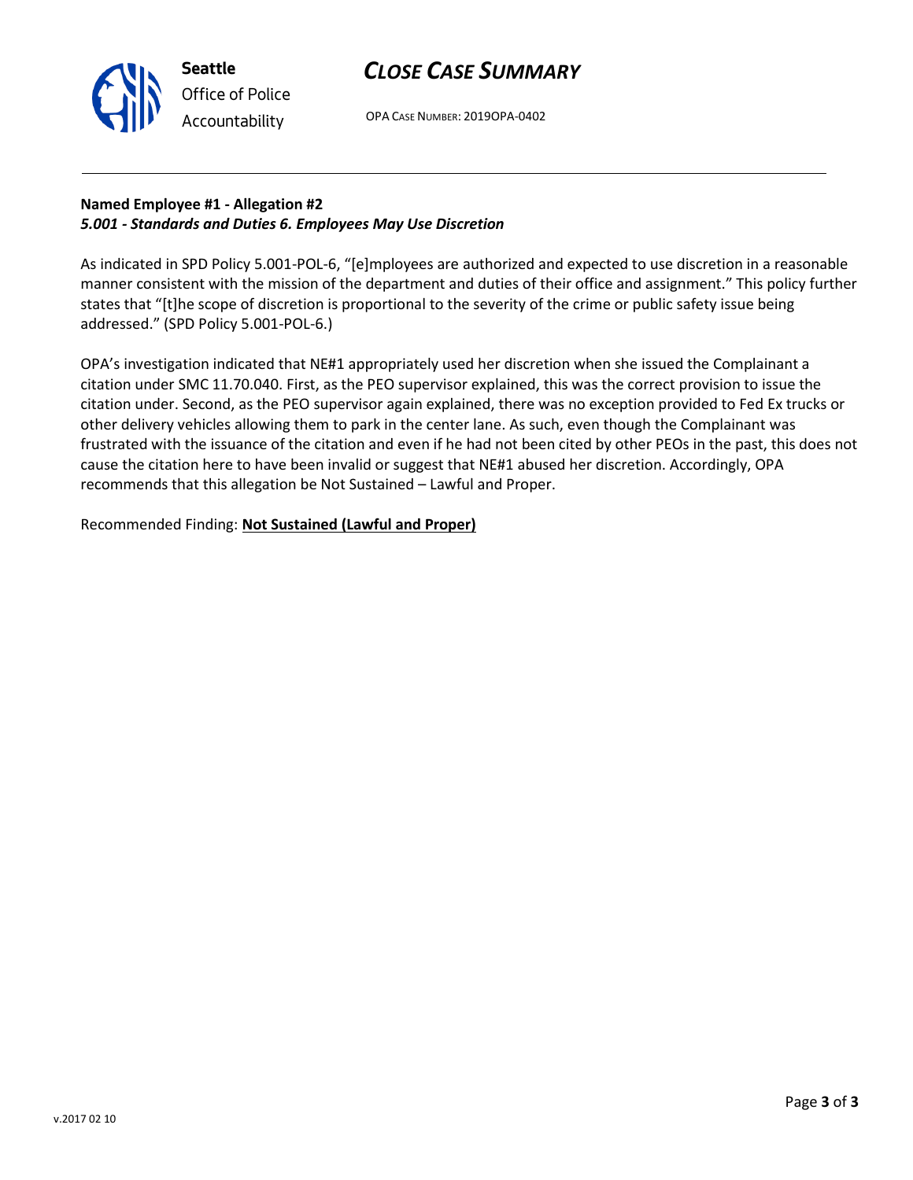**Named Employee #1 - Allegation #2**
***5.001 - Standards and Duties 6. Employees May Use Discretion***

As indicated in SPD Policy 5.001-POL-6, "[e]mployees are authorized and expected to use discretion in a reasonable manner consistent with the mission of the department and duties of their office and assignment." This policy further states that "[t]he scope of discretion is proportional to the severity of the crime or public safety issue being addressed." (SPD Policy 5.001-POL-6.)

OPA's investigation indicated that NE#1 appropriately used her discretion when she issued the Complainant a citation under SMC 11.70.040. First, as the PEO supervisor explained, this was the correct provision to issue the citation under. Second, as the PEO supervisor again explained, there was no exception provided to Fed Ex trucks or other delivery vehicles allowing them to park in the center lane. As such, even though the Complainant was frustrated with the issuance of the citation and even if he had not been cited by other PEOs in the past, this does not cause the citation here to have been invalid or suggest that NE#1 abused her discretion. Accordingly, OPA recommends that this allegation be Not Sustained – Lawful and Proper.

Recommended Finding: **Not Sustained (Lawful and Proper)**